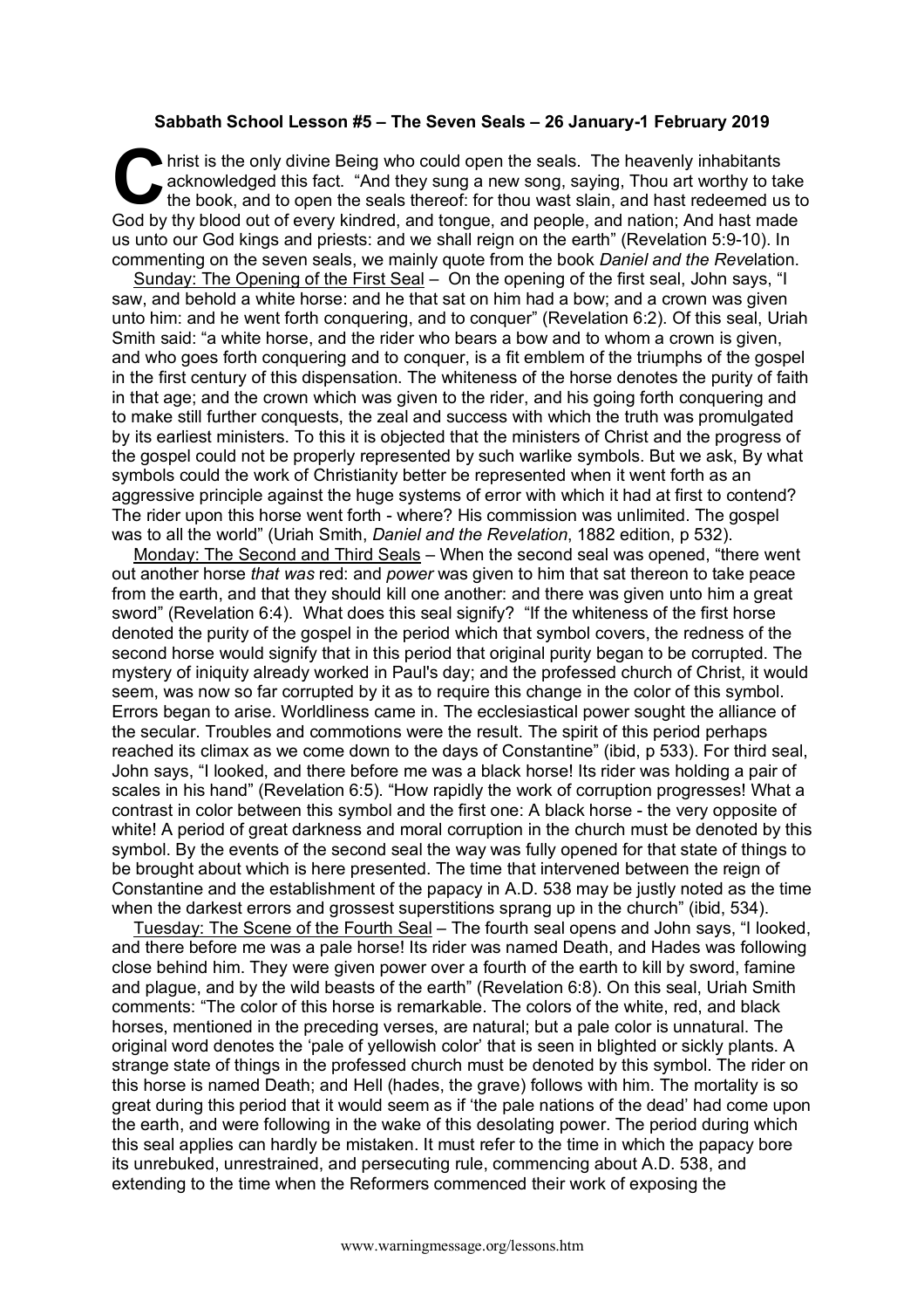**Sabbath School Lesson #5 – The Seven Seals – 26 January-1 February 2019**

Christ is the only divine Being who could open the seals. The heavenly inhabitants acknowledged this fact. "And they sung a new song, saying, Thou art worthy to take the book, and to open the seals thereof: for thou wast slain, and hast redeemed us to God by thy blood out of every kindred, and tongue, and people, and nation; And hast made us unto our God kings and priests: and we shall reign on the earth" (Revelation 5:9-10). In commenting on the seven seals, we mainly quote from the book *Daniel and the Revelation*.

Sunday: The Opening of the First Seal – On the opening of the first seal, John says, "I saw, and behold a white horse: and he that sat on him had a bow; and a crown was given unto him: and he went forth conquering, and to conquer" (Revelation 6:2). Of this seal, Uriah Smith said: "a white horse, and the rider who bears a bow and to whom a crown is given, and who goes forth conquering and to conquer, is a fit emblem of the triumphs of the gospel in the first century of this dispensation. The whiteness of the horse denotes the purity of faith in that age; and the crown which was given to the rider, and his going forth conquering and to make still further conquests, the zeal and success with which the truth was promulgated by its earliest ministers. To this it is objected that the ministers of Christ and the progress of the gospel could not be properly represented by such warlike symbols. But we ask, By what symbols could the work of Christianity better be represented when it went forth as an aggressive principle against the huge systems of error with which it had at first to contend? The rider upon this horse went forth - where? His commission was unlimited. The gospel was to all the world" (Uriah Smith, *Daniel and the Revelation*, 1882 edition, p 532).

Monday: The Second and Third Seals – When the second seal was opened, "there went out another horse *that was* red: and *power* was given to him that sat thereon to take peace from the earth, and that they should kill one another: and there was given unto him a great sword" (Revelation 6:4). What does this seal signify? "If the whiteness of the first horse denoted the purity of the gospel in the period which that symbol covers, the redness of the second horse would signify that in this period that original purity began to be corrupted. The mystery of iniquity already worked in Paul's day; and the professed church of Christ, it would seem, was now so far corrupted by it as to require this change in the color of this symbol. Errors began to arise. Worldliness came in. The ecclesiastical power sought the alliance of the secular. Troubles and commotions were the result. The spirit of this period perhaps reached its climax as we come down to the days of Constantine" (ibid, p 533). For third seal, John says, "I looked, and there before me was a black horse! Its rider was holding a pair of scales in his hand" (Revelation 6:5). "How rapidly the work of corruption progresses! What a contrast in color between this symbol and the first one: A black horse - the very opposite of white! A period of great darkness and moral corruption in the church must be denoted by this symbol. By the events of the second seal the way was fully opened for that state of things to be brought about which is here presented. The time that intervened between the reign of Constantine and the establishment of the papacy in A.D. 538 may be justly noted as the time when the darkest errors and grossest superstitions sprang up in the church" (ibid, 534).

Tuesday: The Scene of the Fourth Seal – The fourth seal opens and John says, "I looked, and there before me was a pale horse! Its rider was named Death, and Hades was following close behind him. They were given power over a fourth of the earth to kill by sword, famine and plague, and by the wild beasts of the earth" (Revelation 6:8). On this seal, Uriah Smith comments: "The color of this horse is remarkable. The colors of the white, red, and black horses, mentioned in the preceding verses, are natural; but a pale color is unnatural. The original word denotes the 'pale of yellowish color' that is seen in blighted or sickly plants. A strange state of things in the professed church must be denoted by this symbol. The rider on this horse is named Death; and Hell (hades, the grave) follows with him. The mortality is so great during this period that it would seem as if 'the pale nations of the dead' had come upon the earth, and were following in the wake of this desolating power. The period during which this seal applies can hardly be mistaken. It must refer to the time in which the papacy bore its unrebuked, unrestrained, and persecuting rule, commencing about A.D. 538, and extending to the time when the Reformers commenced their work of exposing the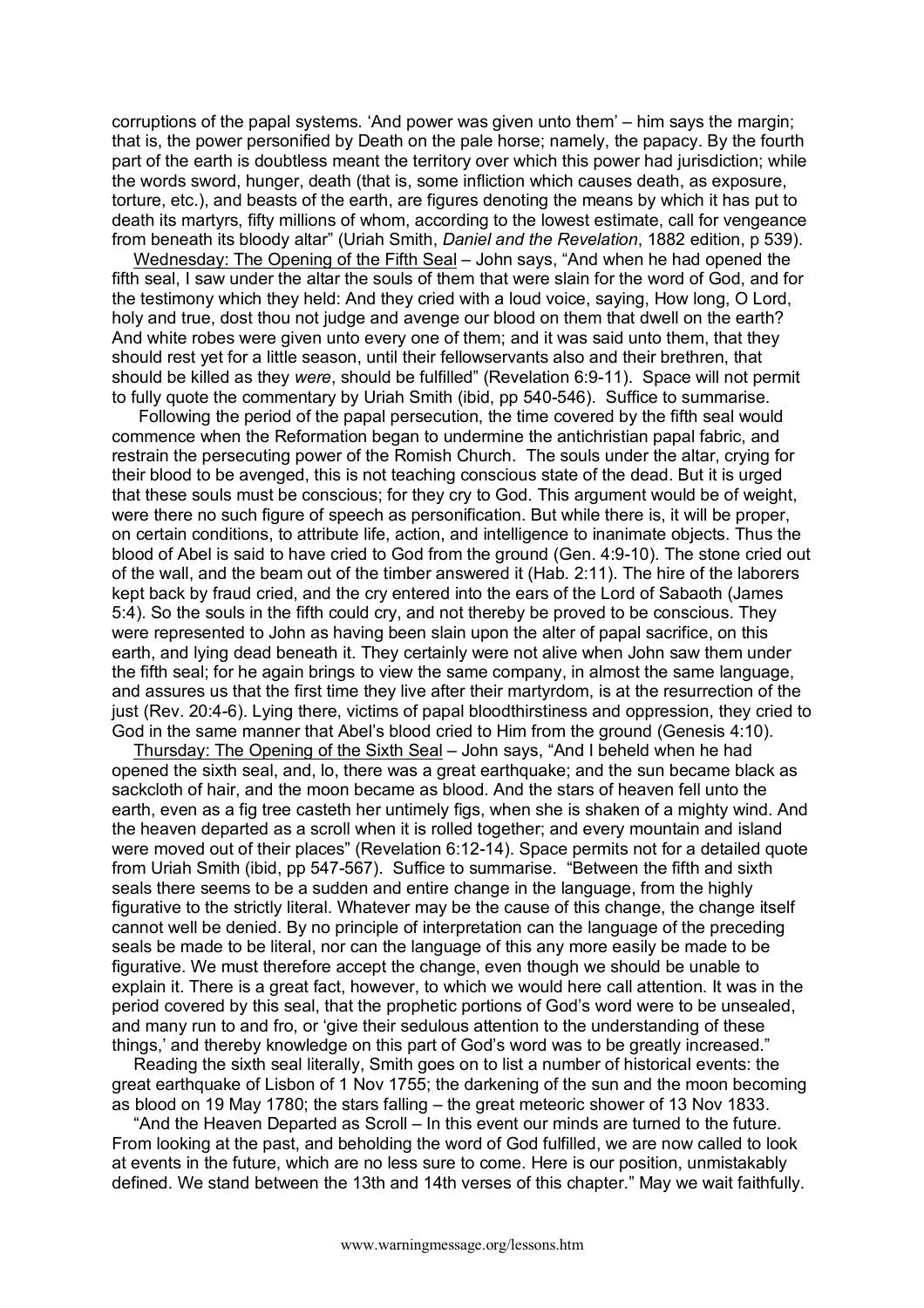corruptions of the papal systems. 'And power was given unto them' – him says the margin; that is, the power personified by Death on the pale horse; namely, the papacy. By the fourth part of the earth is doubtless meant the territory over which this power had jurisdiction; while the words sword, hunger, death (that is, some infliction which causes death, as exposure, torture, etc.), and beasts of the earth, are figures denoting the means by which it has put to death its martyrs, fifty millions of whom, according to the lowest estimate, call for vengeance from beneath its bloody altar" (Uriah Smith, *Daniel and the Revelation*, 1882 edition, p 539).

Wednesday: The Opening of the Fifth Seal – John says, "And when he had opened the fifth seal, I saw under the altar the souls of them that were slain for the word of God, and for the testimony which they held: And they cried with a loud voice, saying, How long, O Lord, holy and true, dost thou not judge and avenge our blood on them that dwell on the earth? And white robes were given unto every one of them; and it was said unto them, that they should rest yet for a little season, until their fellowservants also and their brethren, that should be killed as they *were*, should be fulfilled" (Revelation 6:9-11). Space will not permit to fully quote the commentary by Uriah Smith (ibid, pp 540-546). Suffice to summarise.

Following the period of the papal persecution, the time covered by the fifth seal would commence when the Reformation began to undermine the antichristian papal fabric, and restrain the persecuting power of the Romish Church. The souls under the altar, crying for their blood to be avenged, this is not teaching conscious state of the dead. But it is urged that these souls must be conscious; for they cry to God. This argument would be of weight, were there no such figure of speech as personification. But while there is, it will be proper, on certain conditions, to attribute life, action, and intelligence to inanimate objects. Thus the blood of Abel is said to have cried to God from the ground (Gen. 4:9-10). The stone cried out of the wall, and the beam out of the timber answered it (Hab. 2:11). The hire of the laborers kept back by fraud cried, and the cry entered into the ears of the Lord of Sabaoth (James 5:4). So the souls in the fifth could cry, and not thereby be proved to be conscious. They were represented to John as having been slain upon the alter of papal sacrifice, on this earth, and lying dead beneath it. They certainly were not alive when John saw them under the fifth seal; for he again brings to view the same company, in almost the same language, and assures us that the first time they live after their martyrdom, is at the resurrection of the just (Rev. 20:4-6). Lying there, victims of papal bloodthirstiness and oppression, they cried to God in the same manner that Abel's blood cried to Him from the ground (Genesis 4:10).

Thursday: The Opening of the Sixth Seal – John says, "And I beheld when he had opened the sixth seal, and, lo, there was a great earthquake; and the sun became black as sackcloth of hair, and the moon became as blood. And the stars of heaven fell unto the earth, even as a fig tree casteth her untimely figs, when she is shaken of a mighty wind. And the heaven departed as a scroll when it is rolled together; and every mountain and island were moved out of their places" (Revelation 6:12-14). Space permits not for a detailed quote from Uriah Smith (ibid, pp 547-567). Suffice to summarise. "Between the fifth and sixth seals there seems to be a sudden and entire change in the language, from the highly figurative to the strictly literal. Whatever may be the cause of this change, the change itself cannot well be denied. By no principle of interpretation can the language of the preceding seals be made to be literal, nor can the language of this any more easily be made to be figurative. We must therefore accept the change, even though we should be unable to explain it. There is a great fact, however, to which we would here call attention. It was in the period covered by this seal, that the prophetic portions of God's word were to be unsealed, and many run to and fro, or 'give their sedulous attention to the understanding of these things,' and thereby knowledge on this part of God's word was to be greatly increased."

Reading the sixth seal literally, Smith goes on to list a number of historical events: the great earthquake of Lisbon of 1 Nov 1755; the darkening of the sun and the moon becoming as blood on 19 May 1780; the stars falling – the great meteoric shower of 13 Nov 1833.

"And the Heaven Departed as Scroll – In this event our minds are turned to the future. From looking at the past, and beholding the word of God fulfilled, we are now called to look at events in the future, which are no less sure to come. Here is our position, unmistakably defined. We stand between the 13th and 14th verses of this chapter." May we wait faithfully.

www.warningmessage.org/lessons.htm